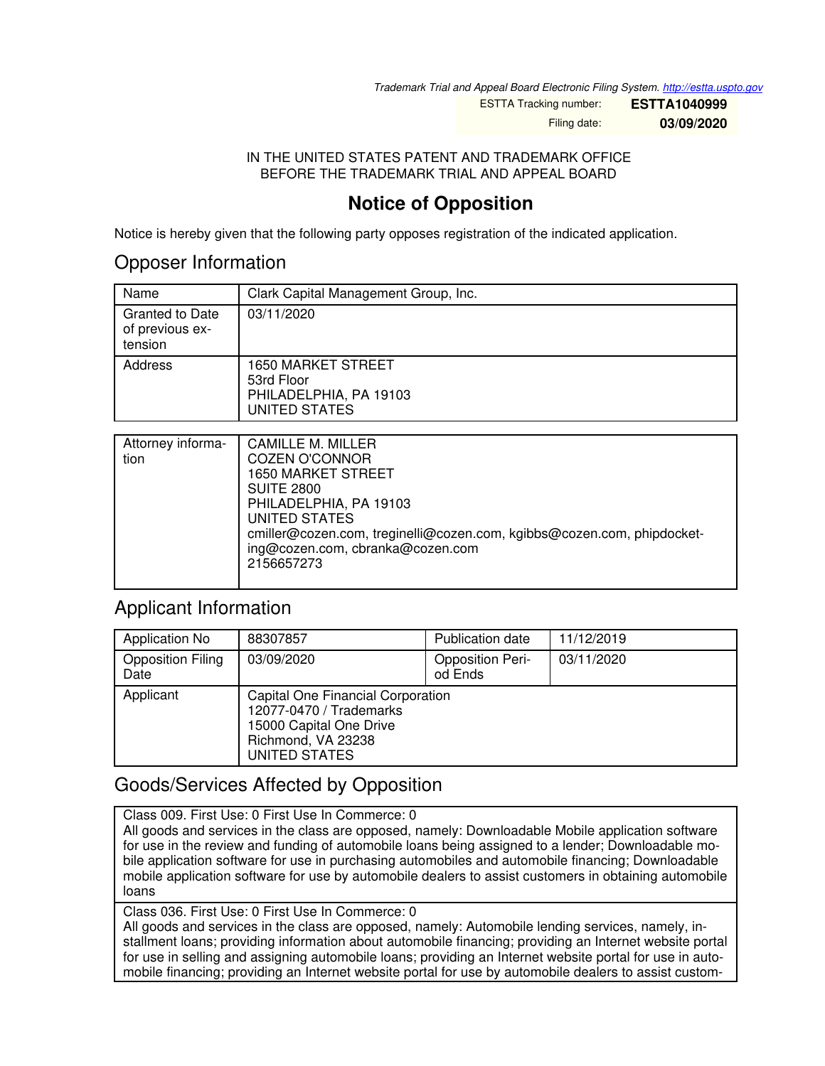*Trademark Trial and Appeal Board Electronic Filing System. http://estta.uspto.gov*

| | |
|---|---|
| ESTTA Tracking number: | **ESTTA1040999** |
| Filing date: | **03/09/2020** |

IN THE UNITED STATES PATENT AND TRADEMARK OFFICE
BEFORE THE TRADEMARK TRIAL AND APPEAL BOARD

# Notice of Opposition

Notice is hereby given that the following party opposes registration of the indicated application.

## Opposer Information

| | |
|---|---|
| Name | Clark Capital Management Group, Inc. |
| Granted to Date of previous extension | 03/11/2020 |
| Address | 1650 MARKET STREET<br>53rd Floor<br>PHILADELPHIA, PA 19103<br>UNITED STATES |

| | |
|---|---|
| Attorney information | CAMILLE M. MILLER<br>COZEN O'CONNOR<br>1650 MARKET STREET<br>SUITE 2800<br>PHILADELPHIA, PA 19103<br>UNITED STATES<br>cmiller@cozen.com, treginelli@cozen.com, kgibbs@cozen.com, phipdocketing@cozen.com, cbranka@cozen.com<br>2156657273 |

## Applicant Information

| | | | |
|---|---|---|---|
| Application No | 88307857 | Publication date | 11/12/2019 |
| Opposition Filing Date | 03/09/2020 | Opposition Period Ends | 03/11/2020 |
| Applicant | Capital One Financial Corporation<br>12077-0470 / Trademarks<br>15000 Capital One Drive<br>Richmond, VA 23238<br>UNITED STATES | | |

## Goods/Services Affected by Opposition

Class 009. First Use: 0 First Use In Commerce: 0
All goods and services in the class are opposed, namely: Downloadable Mobile application software for use in the review and funding of automobile loans being assigned to a lender; Downloadable mobile application software for use in purchasing automobiles and automobile financing; Downloadable mobile application software for use by automobile dealers to assist customers in obtaining automobile loans

Class 036. First Use: 0 First Use In Commerce: 0
All goods and services in the class are opposed, namely: Automobile lending services, namely, installment loans; providing information about automobile financing; providing an Internet website portal for use in selling and assigning automobile loans; providing an Internet website portal for use in automobile financing; providing an Internet website portal for use by automobile dealers to assist custom-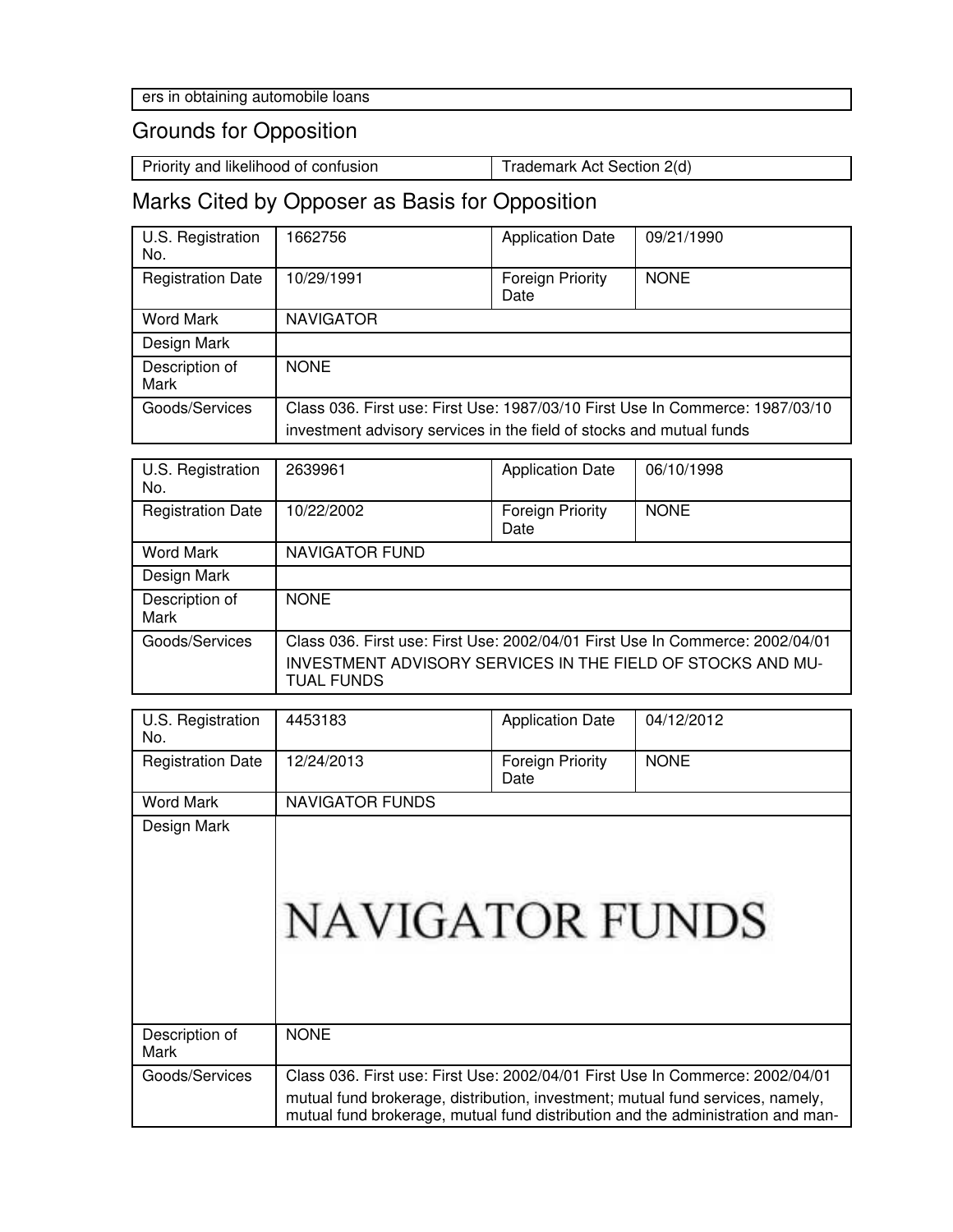| ers in obtaining automobile loans |
|---|

## Grounds for Opposition

| Priority and likelihood of confusion | Trademark Act Section 2(d) |
|---|---|

## Marks Cited by Opposer as Basis for Opposition

| U.S. Registration No. | 1662756 | Application Date | 09/21/1990 |
|---|---|---|---|
| Registration Date | 10/29/1991 | Foreign Priority Date | NONE |
| Word Mark | NAVIGATOR | | |
| Design Mark | | | |
| Description of Mark | NONE | | |
| Goods/Services | Class 036. First use: First Use: 1987/03/10 First Use In Commerce: 1987/03/10 investment advisory services in the field of stocks and mutual funds | | |

| U.S. Registration No. | 2639961 | Application Date | 06/10/1998 |
|---|---|---|---|
| Registration Date | 10/22/2002 | Foreign Priority Date | NONE |
| Word Mark | NAVIGATOR FUND | | |
| Design Mark | | | |
| Description of Mark | NONE | | |
| Goods/Services | Class 036. First use: First Use: 2002/04/01 First Use In Commerce: 2002/04/01 INVESTMENT ADVISORY SERVICES IN THE FIELD OF STOCKS AND MUTUAL FUNDS | | |

| U.S. Registration No. | 4453183 | Application Date | 04/12/2012 |
|---|---|---|---|
| Registration Date | 12/24/2013 | Foreign Priority Date | NONE |
| Word Mark | NAVIGATOR FUNDS | | |
| Design Mark | NAVIGATOR FUNDS | | |
| Description of Mark | NONE | | |
| Goods/Services | Class 036. First use: First Use: 2002/04/01 First Use In Commerce: 2002/04/01 mutual fund brokerage, distribution, investment; mutual fund services, namely, mutual fund brokerage, mutual fund distribution and the administration and man- | | |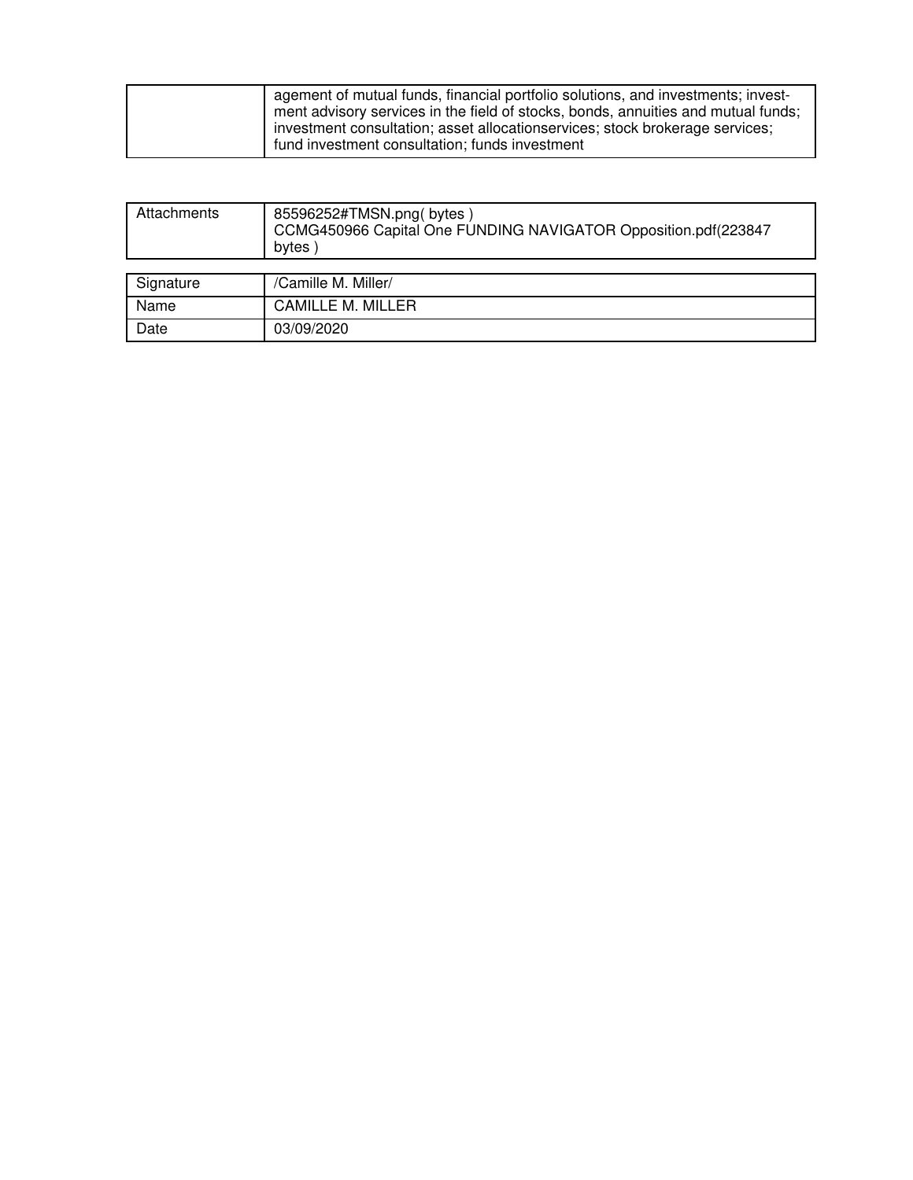| | agement of mutual funds, financial portfolio solutions, and investments; investment advisory services in the field of stocks, bonds, annuities and mutual funds; investment consultation; asset allocationservices; stock brokerage services; fund investment consultation; funds investment |
|---|---|

| Attachments | 85596252#TMSN.png( bytes )<br>CCMG450966 Capital One FUNDING NAVIGATOR Opposition.pdf(223847 bytes ) |
|---|---|

| Signature | /Camille M. Miller/ |
|---|---|
| Name | CAMILLE M. MILLER |
| Date | 03/09/2020 |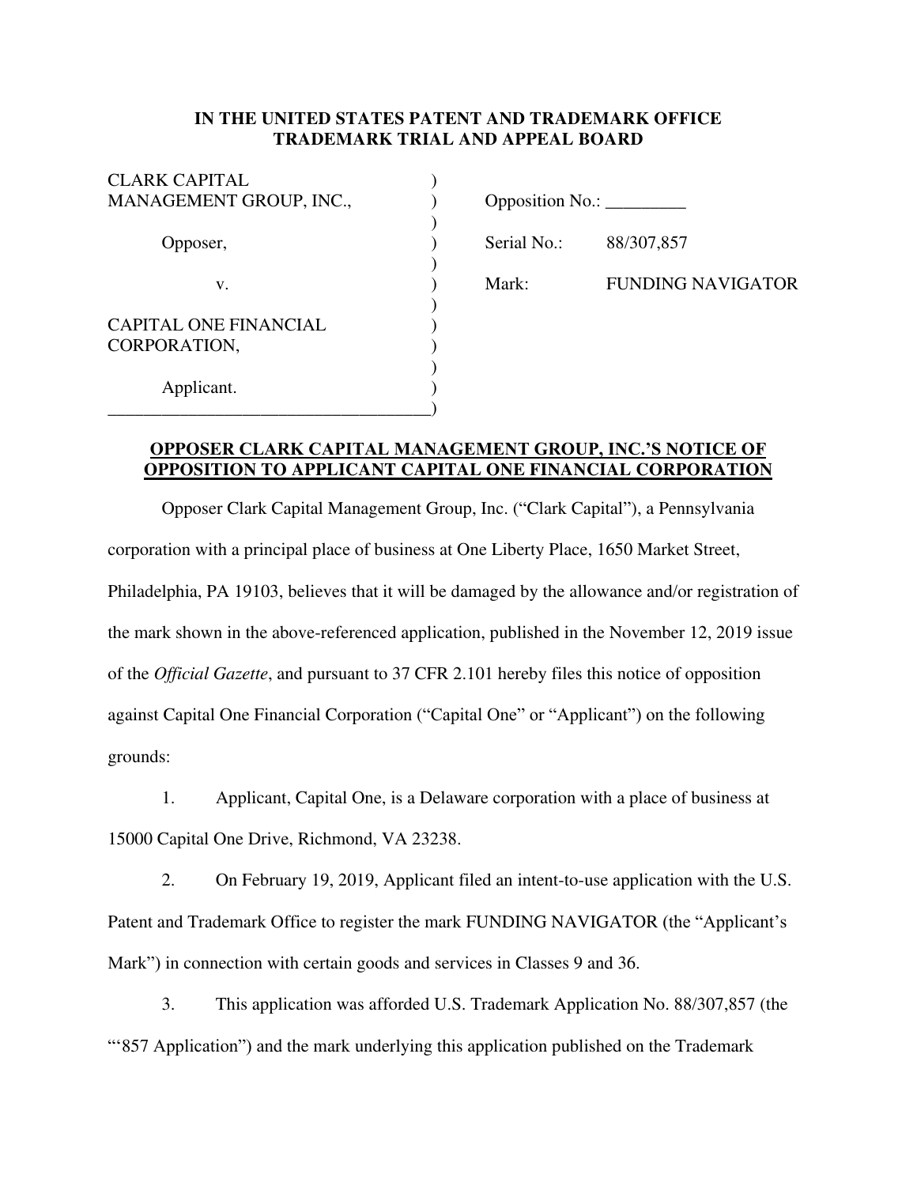**IN THE UNITED STATES PATENT AND TRADEMARK OFFICE**
**TRADEMARK TRIAL AND APPEAL BOARD**

| | |
|---|---|
| CLARK CAPITAL MANAGEMENT GROUP, INC., | Opposition No.: _________ |
| Opposer, | Serial No.: 88/307,857 |
| v. | Mark: FUNDING NAVIGATOR |
| CAPITAL ONE FINANCIAL CORPORATION, | |
| Applicant. | |

**OPPOSER CLARK CAPITAL MANAGEMENT GROUP, INC.'S NOTICE OF OPPOSITION TO APPLICANT CAPITAL ONE FINANCIAL CORPORATION**

Opposer Clark Capital Management Group, Inc. ("Clark Capital"), a Pennsylvania corporation with a principal place of business at One Liberty Place, 1650 Market Street, Philadelphia, PA 19103, believes that it will be damaged by the allowance and/or registration of the mark shown in the above-referenced application, published in the November 12, 2019 issue of the *Official Gazette*, and pursuant to 37 CFR 2.101 hereby files this notice of opposition against Capital One Financial Corporation ("Capital One" or "Applicant") on the following grounds:

1. Applicant, Capital One, is a Delaware corporation with a place of business at 15000 Capital One Drive, Richmond, VA 23238.

2. On February 19, 2019, Applicant filed an intent-to-use application with the U.S. Patent and Trademark Office to register the mark FUNDING NAVIGATOR (the "Applicant's Mark") in connection with certain goods and services in Classes 9 and 36.

3. This application was afforded U.S. Trademark Application No. 88/307,857 (the "'857 Application") and the mark underlying this application published on the Trademark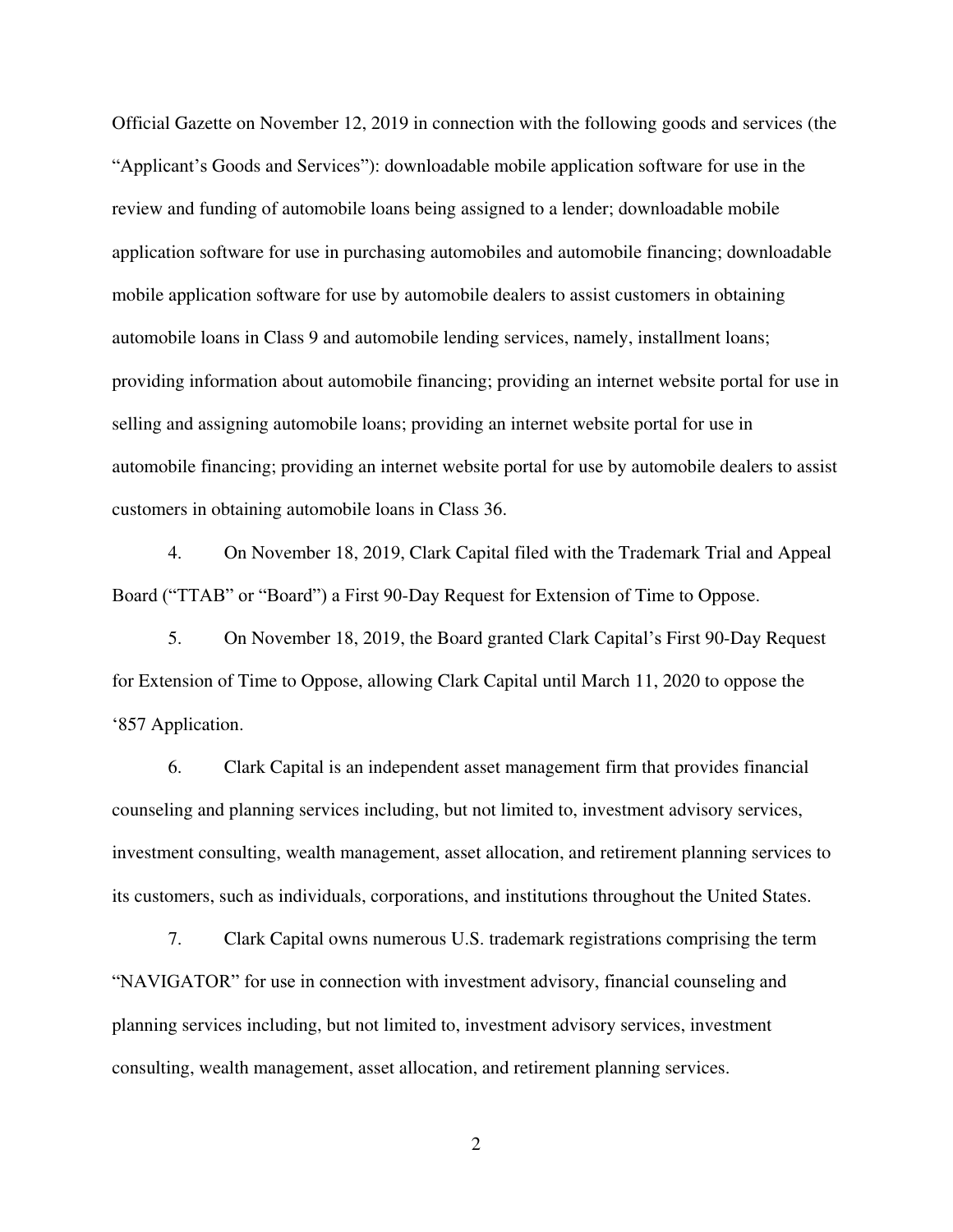Official Gazette on November 12, 2019 in connection with the following goods and services (the "Applicant's Goods and Services"): downloadable mobile application software for use in the review and funding of automobile loans being assigned to a lender; downloadable mobile application software for use in purchasing automobiles and automobile financing; downloadable mobile application software for use by automobile dealers to assist customers in obtaining automobile loans in Class 9 and automobile lending services, namely, installment loans; providing information about automobile financing; providing an internet website portal for use in selling and assigning automobile loans; providing an internet website portal for use in automobile financing; providing an internet website portal for use by automobile dealers to assist customers in obtaining automobile loans in Class 36.

4. On November 18, 2019, Clark Capital filed with the Trademark Trial and Appeal Board ("TTAB" or "Board") a First 90-Day Request for Extension of Time to Oppose.

5. On November 18, 2019, the Board granted Clark Capital's First 90-Day Request for Extension of Time to Oppose, allowing Clark Capital until March 11, 2020 to oppose the '857 Application.

6. Clark Capital is an independent asset management firm that provides financial counseling and planning services including, but not limited to, investment advisory services, investment consulting, wealth management, asset allocation, and retirement planning services to its customers, such as individuals, corporations, and institutions throughout the United States.

7. Clark Capital owns numerous U.S. trademark registrations comprising the term "NAVIGATOR" for use in connection with investment advisory, financial counseling and planning services including, but not limited to, investment advisory services, investment consulting, wealth management, asset allocation, and retirement planning services.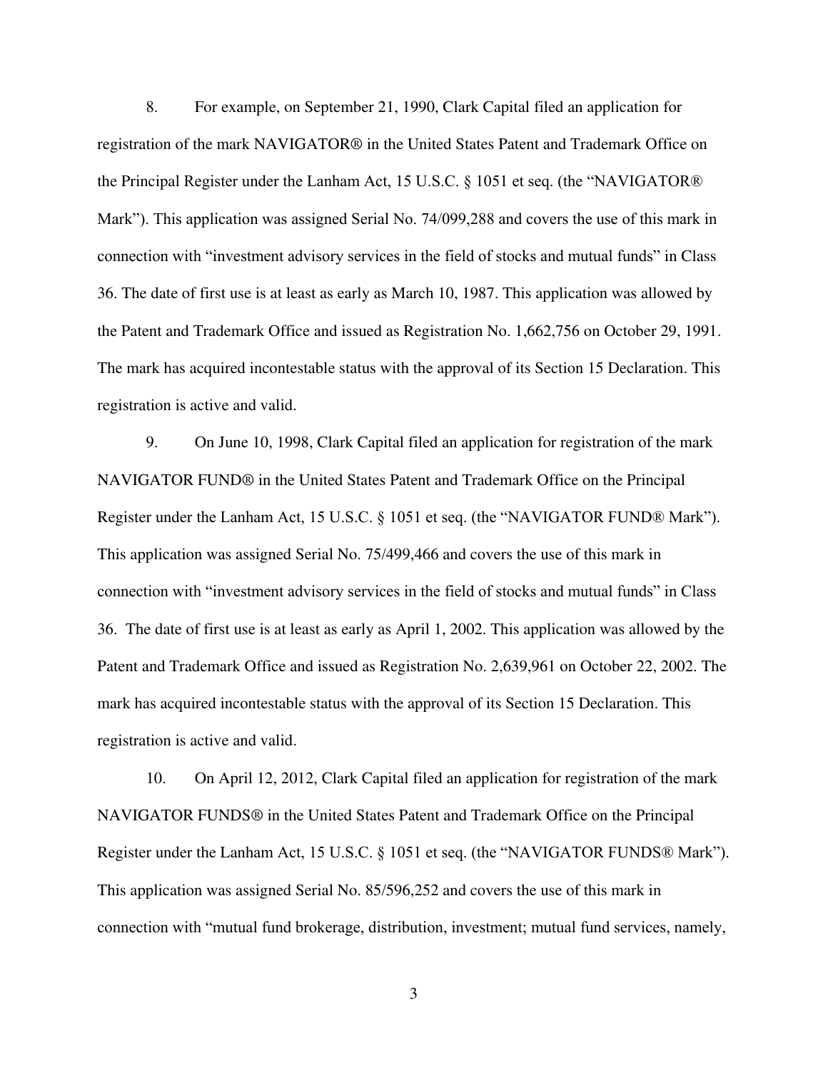8. For example, on September 21, 1990, Clark Capital filed an application for registration of the mark NAVIGATOR® in the United States Patent and Trademark Office on the Principal Register under the Lanham Act, 15 U.S.C. § 1051 et seq. (the "NAVIGATOR® Mark"). This application was assigned Serial No. 74/099,288 and covers the use of this mark in connection with "investment advisory services in the field of stocks and mutual funds" in Class 36. The date of first use is at least as early as March 10, 1987. This application was allowed by the Patent and Trademark Office and issued as Registration No. 1,662,756 on October 29, 1991. The mark has acquired incontestable status with the approval of its Section 15 Declaration. This registration is active and valid.

9. On June 10, 1998, Clark Capital filed an application for registration of the mark NAVIGATOR FUND® in the United States Patent and Trademark Office on the Principal Register under the Lanham Act, 15 U.S.C. § 1051 et seq. (the "NAVIGATOR FUND® Mark"). This application was assigned Serial No. 75/499,466 and covers the use of this mark in connection with "investment advisory services in the field of stocks and mutual funds" in Class 36. The date of first use is at least as early as April 1, 2002. This application was allowed by the Patent and Trademark Office and issued as Registration No. 2,639,961 on October 22, 2002. The mark has acquired incontestable status with the approval of its Section 15 Declaration. This registration is active and valid.

10. On April 12, 2012, Clark Capital filed an application for registration of the mark NAVIGATOR FUNDS® in the United States Patent and Trademark Office on the Principal Register under the Lanham Act, 15 U.S.C. § 1051 et seq. (the "NAVIGATOR FUNDS® Mark"). This application was assigned Serial No. 85/596,252 and covers the use of this mark in connection with "mutual fund brokerage, distribution, investment; mutual fund services, namely,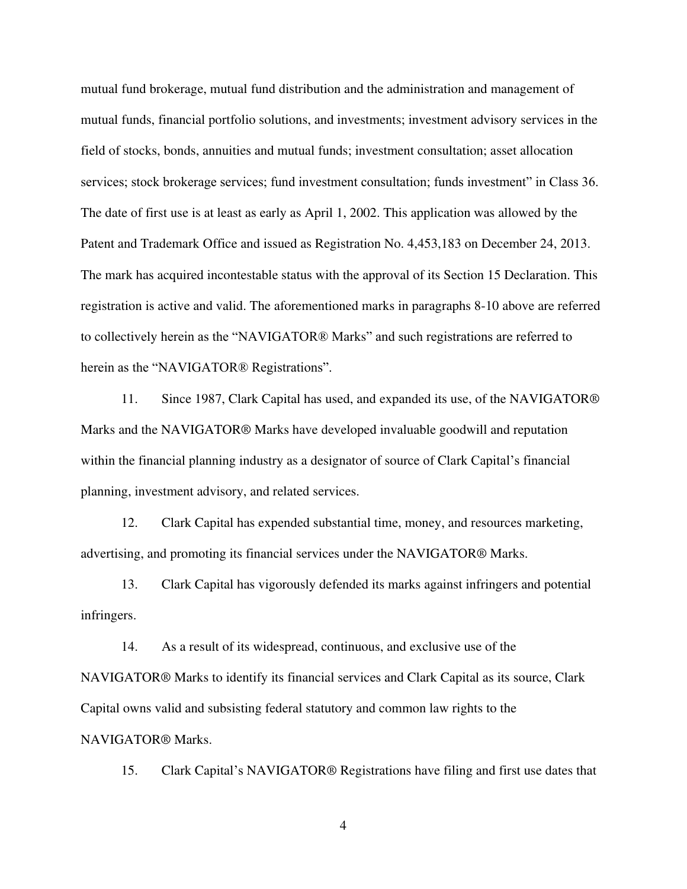mutual fund brokerage, mutual fund distribution and the administration and management of mutual funds, financial portfolio solutions, and investments; investment advisory services in the field of stocks, bonds, annuities and mutual funds; investment consultation; asset allocation services; stock brokerage services; fund investment consultation; funds investment" in Class 36. The date of first use is at least as early as April 1, 2002. This application was allowed by the Patent and Trademark Office and issued as Registration No. 4,453,183 on December 24, 2013. The mark has acquired incontestable status with the approval of its Section 15 Declaration. This registration is active and valid. The aforementioned marks in paragraphs 8-10 above are referred to collectively herein as the "NAVIGATOR® Marks" and such registrations are referred to herein as the "NAVIGATOR® Registrations".

11. Since 1987, Clark Capital has used, and expanded its use, of the NAVIGATOR® Marks and the NAVIGATOR® Marks have developed invaluable goodwill and reputation within the financial planning industry as a designator of source of Clark Capital's financial planning, investment advisory, and related services.

12. Clark Capital has expended substantial time, money, and resources marketing, advertising, and promoting its financial services under the NAVIGATOR® Marks.

13. Clark Capital has vigorously defended its marks against infringers and potential infringers.

14. As a result of its widespread, continuous, and exclusive use of the NAVIGATOR® Marks to identify its financial services and Clark Capital as its source, Clark Capital owns valid and subsisting federal statutory and common law rights to the NAVIGATOR® Marks.

15. Clark Capital's NAVIGATOR® Registrations have filing and first use dates that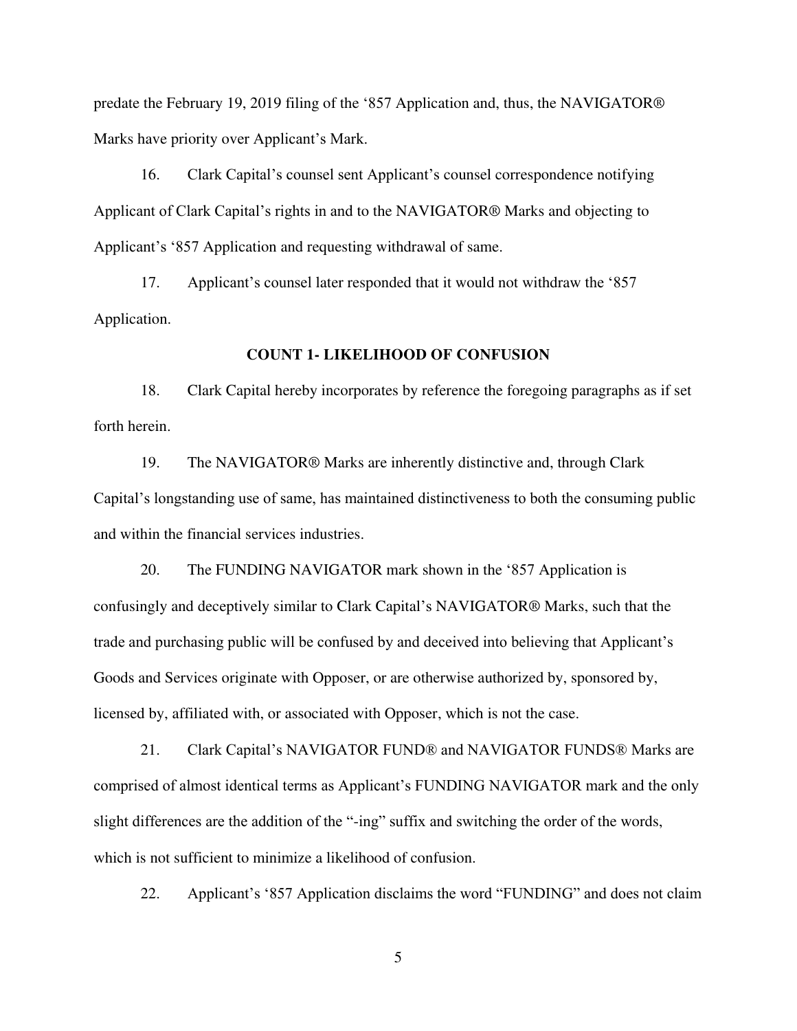predate the February 19, 2019 filing of the '857 Application and, thus, the NAVIGATOR® Marks have priority over Applicant's Mark.

16. Clark Capital's counsel sent Applicant's counsel correspondence notifying Applicant of Clark Capital's rights in and to the NAVIGATOR® Marks and objecting to Applicant's '857 Application and requesting withdrawal of same.

17. Applicant's counsel later responded that it would not withdraw the '857 Application.

### COUNT 1- LIKELIHOOD OF CONFUSION

18. Clark Capital hereby incorporates by reference the foregoing paragraphs as if set forth herein.

19. The NAVIGATOR® Marks are inherently distinctive and, through Clark Capital's longstanding use of same, has maintained distinctiveness to both the consuming public and within the financial services industries.

20. The FUNDING NAVIGATOR mark shown in the '857 Application is confusingly and deceptively similar to Clark Capital's NAVIGATOR® Marks, such that the trade and purchasing public will be confused by and deceived into believing that Applicant's Goods and Services originate with Opposer, or are otherwise authorized by, sponsored by, licensed by, affiliated with, or associated with Opposer, which is not the case.

21. Clark Capital's NAVIGATOR FUND® and NAVIGATOR FUNDS® Marks are comprised of almost identical terms as Applicant's FUNDING NAVIGATOR mark and the only slight differences are the addition of the "-ing" suffix and switching the order of the words, which is not sufficient to minimize a likelihood of confusion.

22. Applicant's '857 Application disclaims the word "FUNDING" and does not claim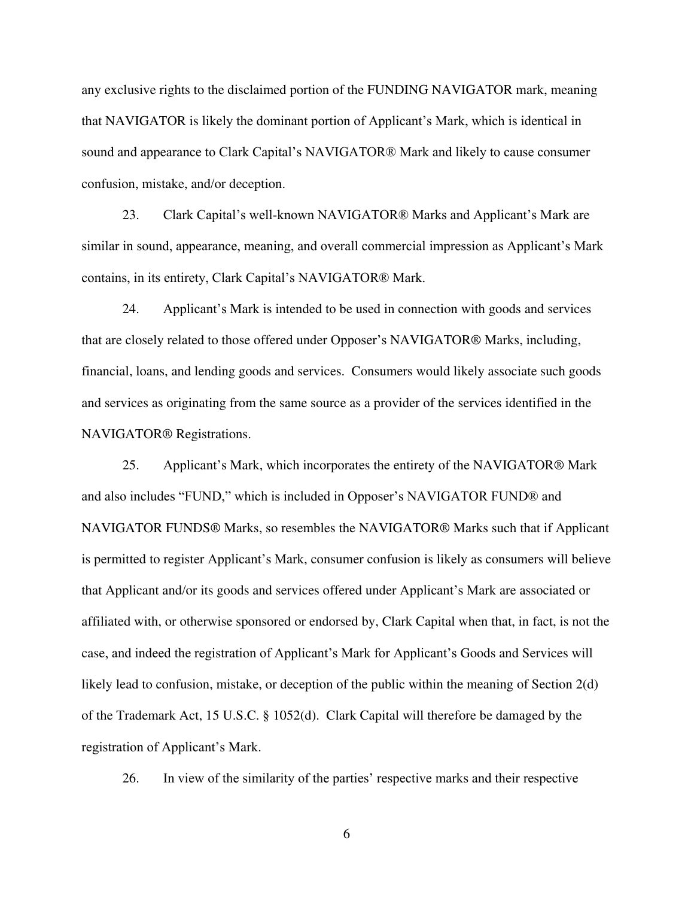any exclusive rights to the disclaimed portion of the FUNDING NAVIGATOR mark, meaning that NAVIGATOR is likely the dominant portion of Applicant's Mark, which is identical in sound and appearance to Clark Capital's NAVIGATOR® Mark and likely to cause consumer confusion, mistake, and/or deception.

23. Clark Capital's well-known NAVIGATOR® Marks and Applicant's Mark are similar in sound, appearance, meaning, and overall commercial impression as Applicant's Mark contains, in its entirety, Clark Capital's NAVIGATOR® Mark.

24. Applicant's Mark is intended to be used in connection with goods and services that are closely related to those offered under Opposer's NAVIGATOR® Marks, including, financial, loans, and lending goods and services. Consumers would likely associate such goods and services as originating from the same source as a provider of the services identified in the NAVIGATOR® Registrations.

25. Applicant's Mark, which incorporates the entirety of the NAVIGATOR® Mark and also includes "FUND," which is included in Opposer's NAVIGATOR FUND® and NAVIGATOR FUNDS® Marks, so resembles the NAVIGATOR® Marks such that if Applicant is permitted to register Applicant's Mark, consumer confusion is likely as consumers will believe that Applicant and/or its goods and services offered under Applicant's Mark are associated or affiliated with, or otherwise sponsored or endorsed by, Clark Capital when that, in fact, is not the case, and indeed the registration of Applicant's Mark for Applicant's Goods and Services will likely lead to confusion, mistake, or deception of the public within the meaning of Section 2(d) of the Trademark Act, 15 U.S.C. § 1052(d). Clark Capital will therefore be damaged by the registration of Applicant's Mark.

26. In view of the similarity of the parties' respective marks and their respective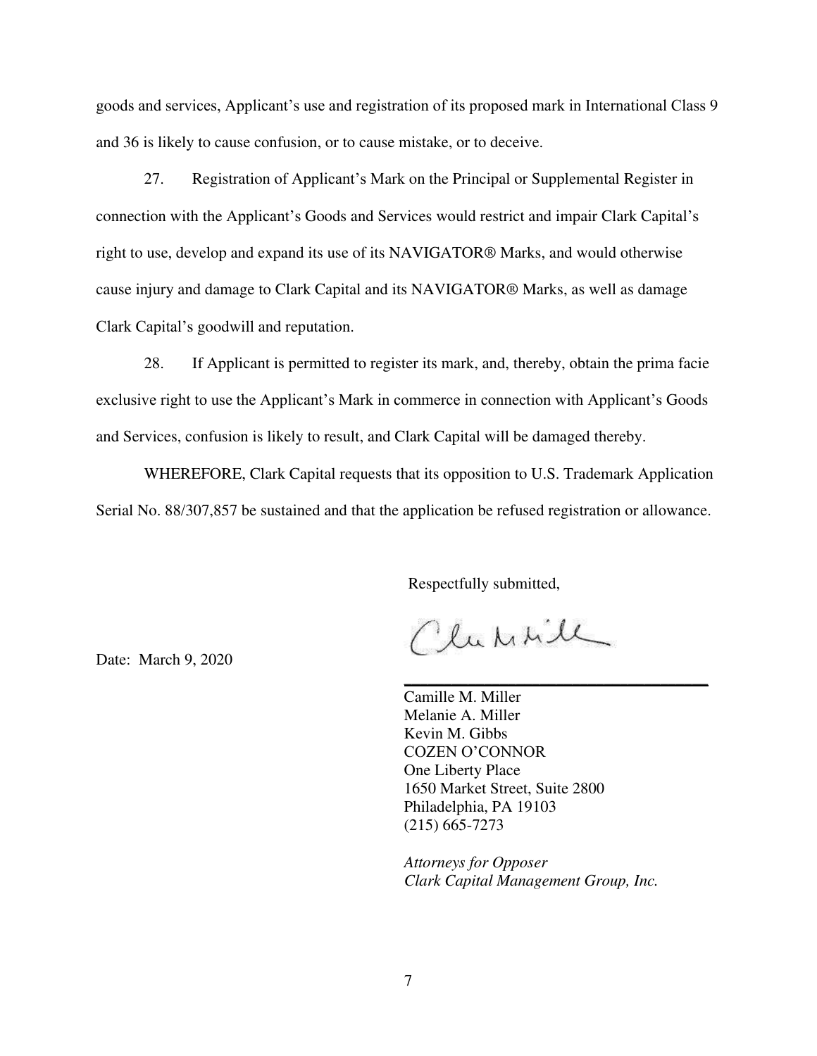goods and services, Applicant's use and registration of its proposed mark in International Class 9 and 36 is likely to cause confusion, or to cause mistake, or to deceive.

27. Registration of Applicant's Mark on the Principal or Supplemental Register in connection with the Applicant's Goods and Services would restrict and impair Clark Capital's right to use, develop and expand its use of its NAVIGATOR® Marks, and would otherwise cause injury and damage to Clark Capital and its NAVIGATOR® Marks, as well as damage Clark Capital's goodwill and reputation.

28. If Applicant is permitted to register its mark, and, thereby, obtain the prima facie exclusive right to use the Applicant's Mark in commerce in connection with Applicant's Goods and Services, confusion is likely to result, and Clark Capital will be damaged thereby.

WHEREFORE, Clark Capital requests that its opposition to U.S. Trademark Application Serial No. 88/307,857 be sustained and that the application be refused registration or allowance.

Respectfully submitted,

Date: March 9, 2020

\_\_\_\_\_\_\_\_\_\_\_\_\_\_\_\_\_\_\_\_\_\_\_\_\_\_\_\_\_\_\_\_\_\_\_

Camille M. Miller
Melanie A. Miller
Kevin M. Gibbs
COZEN O'CONNOR
One Liberty Place
1650 Market Street, Suite 2800
Philadelphia, PA 19103
(215) 665-7273

*Attorneys for Opposer*
*Clark Capital Management Group, Inc.*